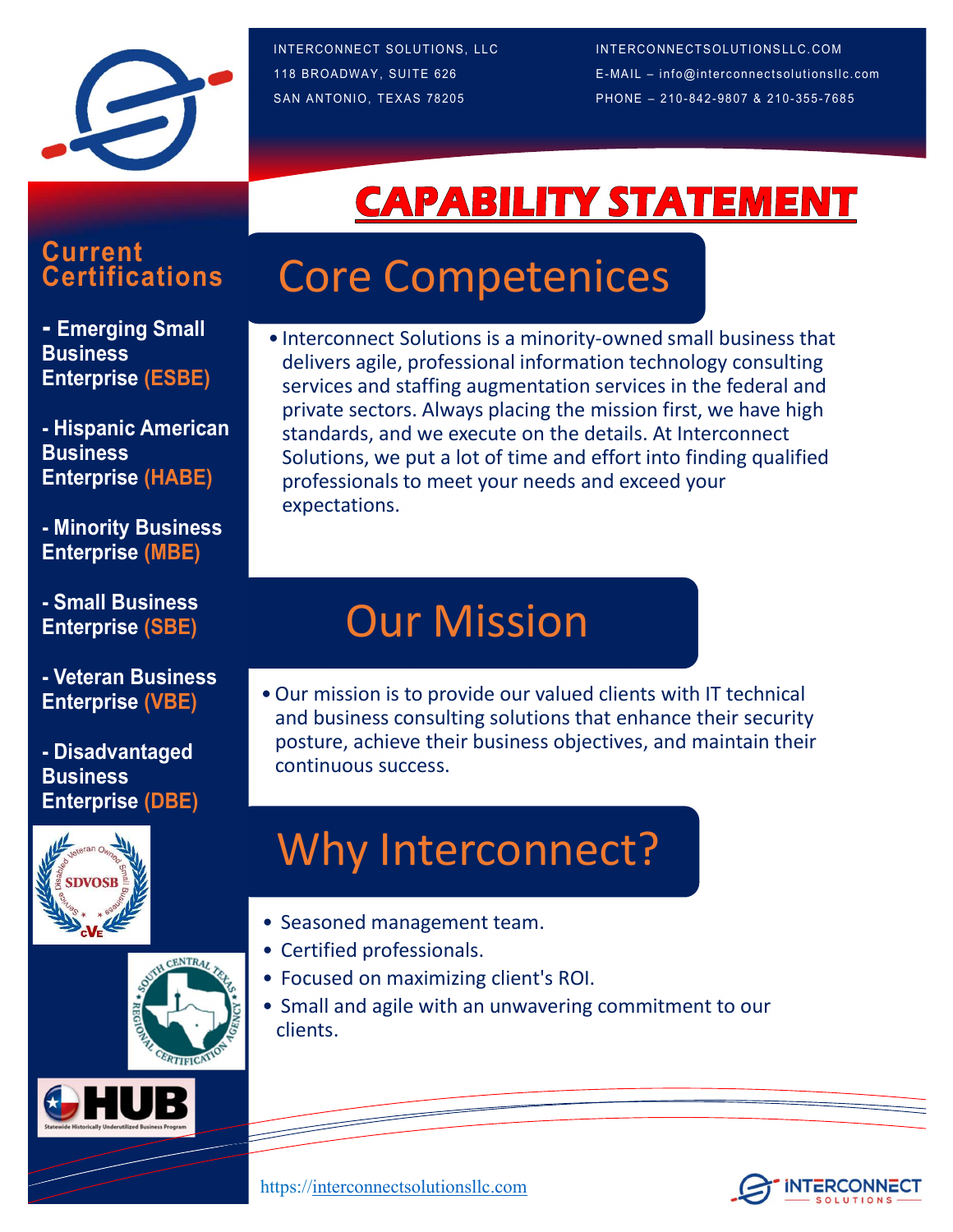INTERCONNECT SOLUTIONS, LLC
118 BROADWAY, SUITE 626
SAN ANTONIO, TEXAS 78205

INTERCONNECTSOLUTIONSLLC.COM
E-MAIL – info@interconnectsolutionsllc.com
PHONE – 210-842-9807 & 210-355-7685

# CAPABILITY STATEMENT

## Current Certifications

- **Emerging Small Business Enterprise (ESBE)**
- **Hispanic American Business Enterprise (HABE)**
- **Minority Business Enterprise (MBE)**
- **Small Business Enterprise (SBE)**
- **Veteran Business Enterprise (VBE)**
- **Disadvantaged Business Enterprise (DBE)**

## Core Competenices

- Interconnect Solutions is a minority-owned small business that delivers agile, professional information technology consulting services and staffing augmentation services in the federal and private sectors. Always placing the mission first, we have high standards, and we execute on the details. At Interconnect Solutions, we put a lot of time and effort into finding qualified professionals to meet your needs and exceed your expectations.

## Our Mission

- Our mission is to provide our valued clients with IT technical and business consulting solutions that enhance their security posture, achieve their business objectives, and maintain their continuous success.

## Why Interconnect?

- Seasoned management team.
- Certified professionals.
- Focused on maximizing client's ROI.
- Small and agile with an unwavering commitment to our clients.

https://interconnectsolutionsllc.com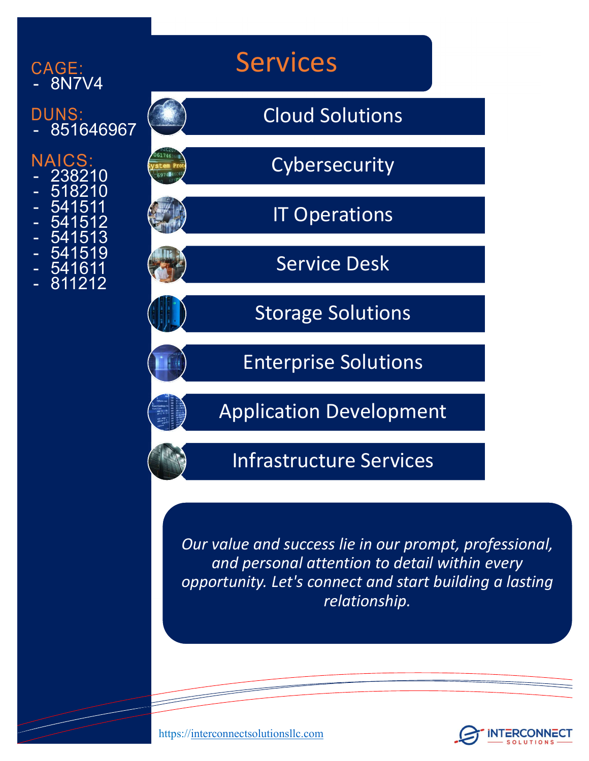**CAGE:**
- 8N7V4

**DUNS:**
- 851646967

**NAICS:**
- 238210
- 518210
- 541511
- 541512
- 541513
- 541519
- 541611
- 811212

# Services

- Cloud Solutions
- Cybersecurity
- IT Operations
- Service Desk
- Storage Solutions
- Enterprise Solutions
- Application Development
- Infrastructure Services

*Our value and success lie in our prompt, professional, and personal attention to detail within every opportunity. Let's connect and start building a lasting relationship.*

https://interconnectsolutionsllc.com

INTERCONNECT SOLUTIONS